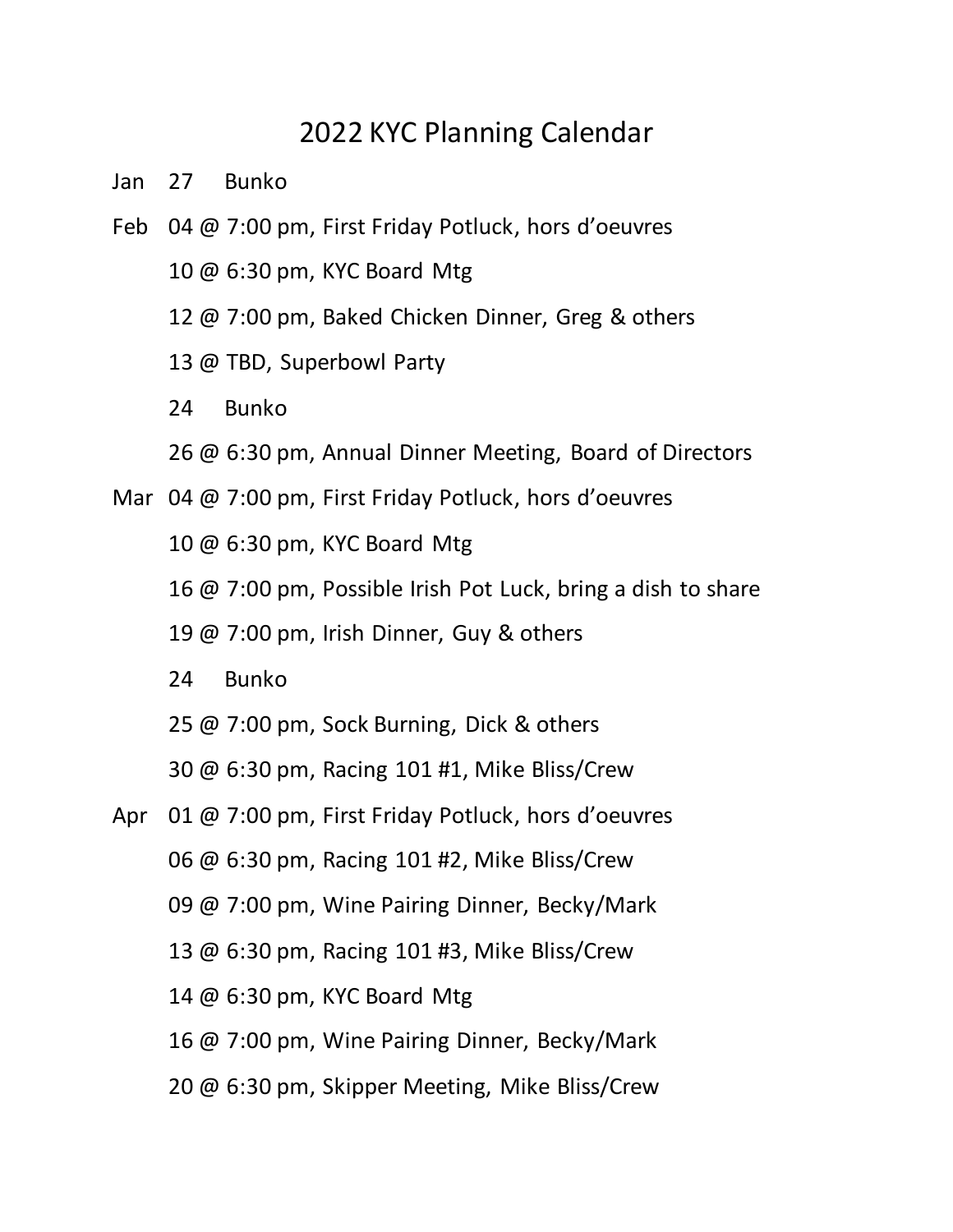# 2022 KYC Planning Calendar

Jan 27 Bunko

Feb 04 @ 7:00 pm, First Friday Potluck, hors d'oeuvres

10 @ 6:30 pm, KYC Board Mtg

12 @ 7:00 pm, Baked Chicken Dinner, Greg & others

13 @ TBD, Superbowl Party

24 Bunko

26 @ 6:30 pm, Annual Dinner Meeting, Board of Directors

Mar 04 @ 7:00 pm, First Friday Potluck, hors d'oeuvres

10 @ 6:30 pm, KYC Board Mtg

16 @ 7:00 pm, Possible Irish Pot Luck, bring a dish to share

19 @ 7:00 pm, Irish Dinner, Guy & others

24 Bunko

25 @ 7:00 pm, Sock Burning, Dick & others

30 @ 6:30 pm, Racing 101 #1, Mike Bliss/Crew

Apr 01 @ 7:00 pm, First Friday Potluck, hors d'oeuvres

06 @ 6:30 pm, Racing 101 #2, Mike Bliss/Crew

09 @ 7:00 pm, Wine Pairing Dinner, Becky/Mark

13 @ 6:30 pm, Racing 101 #3, Mike Bliss/Crew

14 @ 6:30 pm, KYC Board Mtg

16 @ 7:00 pm, Wine Pairing Dinner, Becky/Mark

20 @ 6:30 pm, Skipper Meeting, Mike Bliss/Crew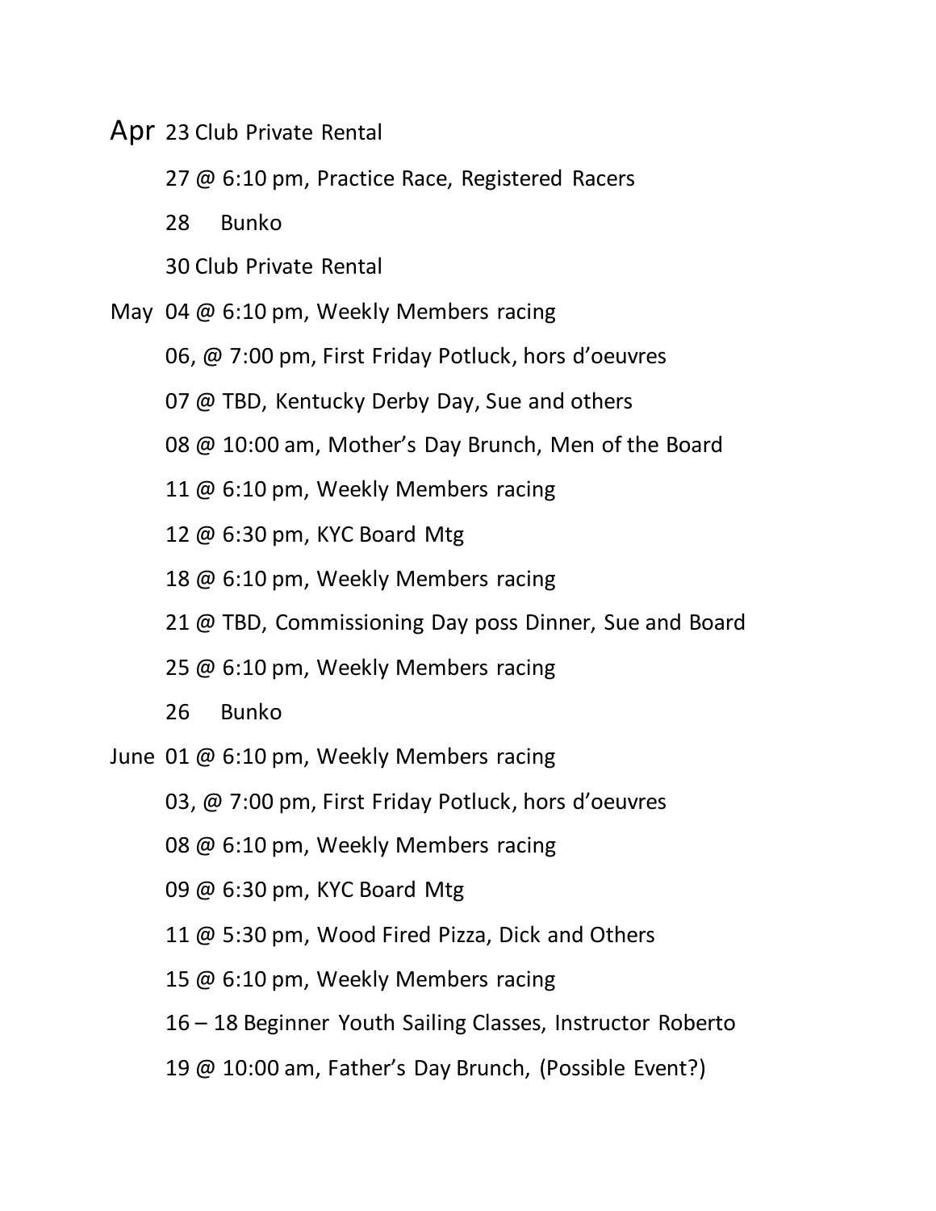Apr 23 Club Private Rental

27 @ 6:10 pm, Practice Race, Registered Racers

28 Bunko

30 Club Private Rental

May 04 @ 6:10 pm, Weekly Members racing

06, @ 7:00 pm, First Friday Potluck, hors d'oeuvres

07 @ TBD, Kentucky Derby Day, Sue and others

08 @ 10:00 am, Mother's Day Brunch, Men of the Board

11 @ 6:10 pm, Weekly Members racing

12 @ 6:30 pm, KYC Board Mtg

18 @ 6:10 pm, Weekly Members racing

21 @ TBD, Commissioning Day poss Dinner, Sue and Board

25 @ 6:10 pm, Weekly Members racing

26 Bunko

June 01 @ 6:10 pm, Weekly Members racing

03, @ 7:00 pm, First Friday Potluck, hors d'oeuvres

08 @ 6:10 pm, Weekly Members racing

09 @ 6:30 pm, KYC Board Mtg

11 @ 5:30 pm, Wood Fired Pizza, Dick and Others

15 @ 6:10 pm, Weekly Members racing

16 – 18 Beginner Youth Sailing Classes, Instructor Roberto

19 @ 10:00 am, Father's Day Brunch, (Possible Event?)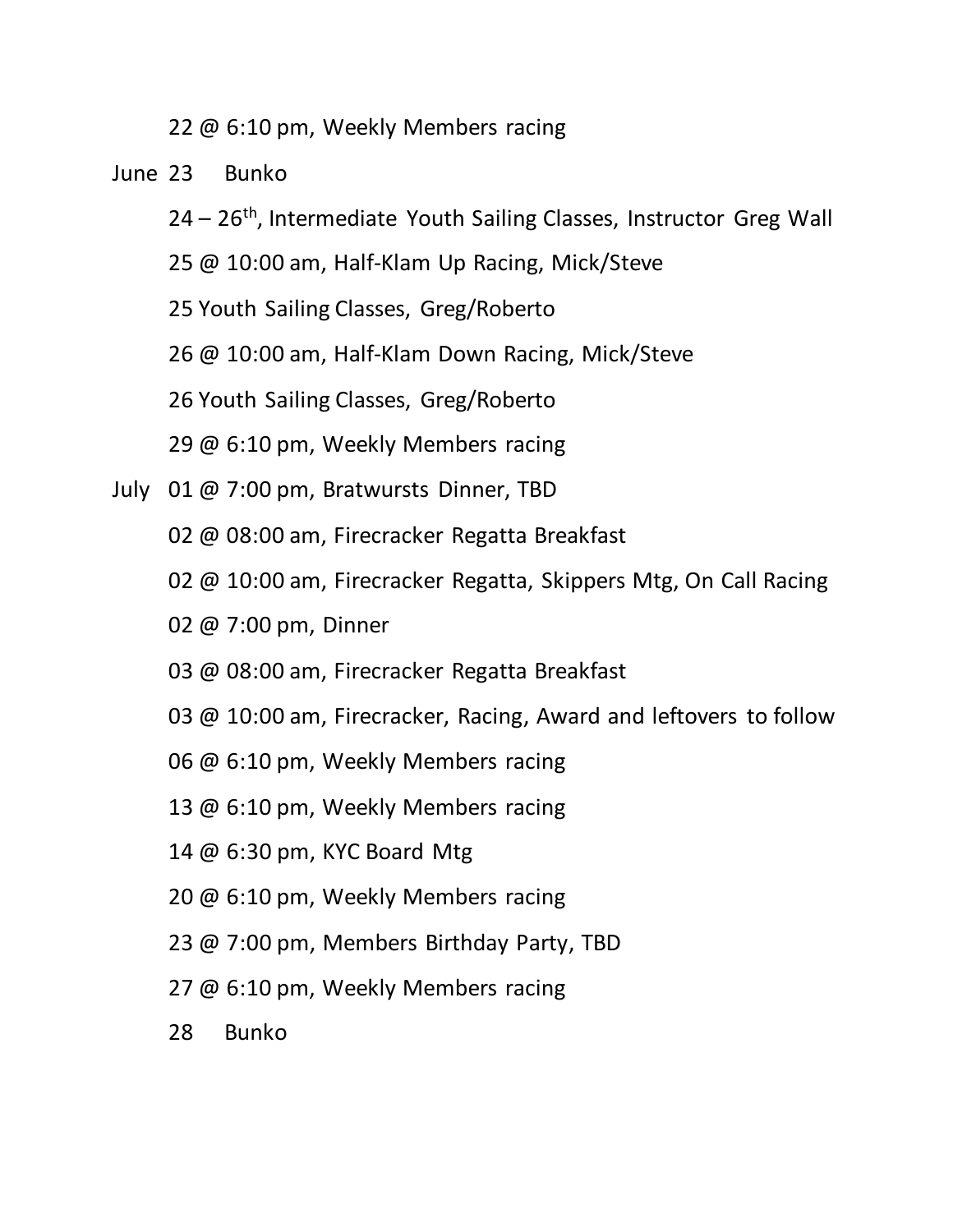22 @ 6:10 pm, Weekly Members racing

June 23 Bunko

24 – 26th, Intermediate Youth Sailing Classes, Instructor Greg Wall

25 @ 10:00 am, Half-Klam Up Racing, Mick/Steve

25 Youth Sailing Classes, Greg/Roberto

26 @ 10:00 am, Half-Klam Down Racing, Mick/Steve

26 Youth Sailing Classes, Greg/Roberto

29 @ 6:10 pm, Weekly Members racing

July 01 @ 7:00 pm, Bratwursts Dinner, TBD

02 @ 08:00 am, Firecracker Regatta Breakfast

02 @ 10:00 am, Firecracker Regatta, Skippers Mtg, On Call Racing

02 @ 7:00 pm, Dinner

03 @ 08:00 am, Firecracker Regatta Breakfast

03 @ 10:00 am, Firecracker, Racing, Award and leftovers to follow

06 @ 6:10 pm, Weekly Members racing

13 @ 6:10 pm, Weekly Members racing

14 @ 6:30 pm, KYC Board Mtg

20 @ 6:10 pm, Weekly Members racing

23 @ 7:00 pm, Members Birthday Party, TBD

27 @ 6:10 pm, Weekly Members racing

28 Bunko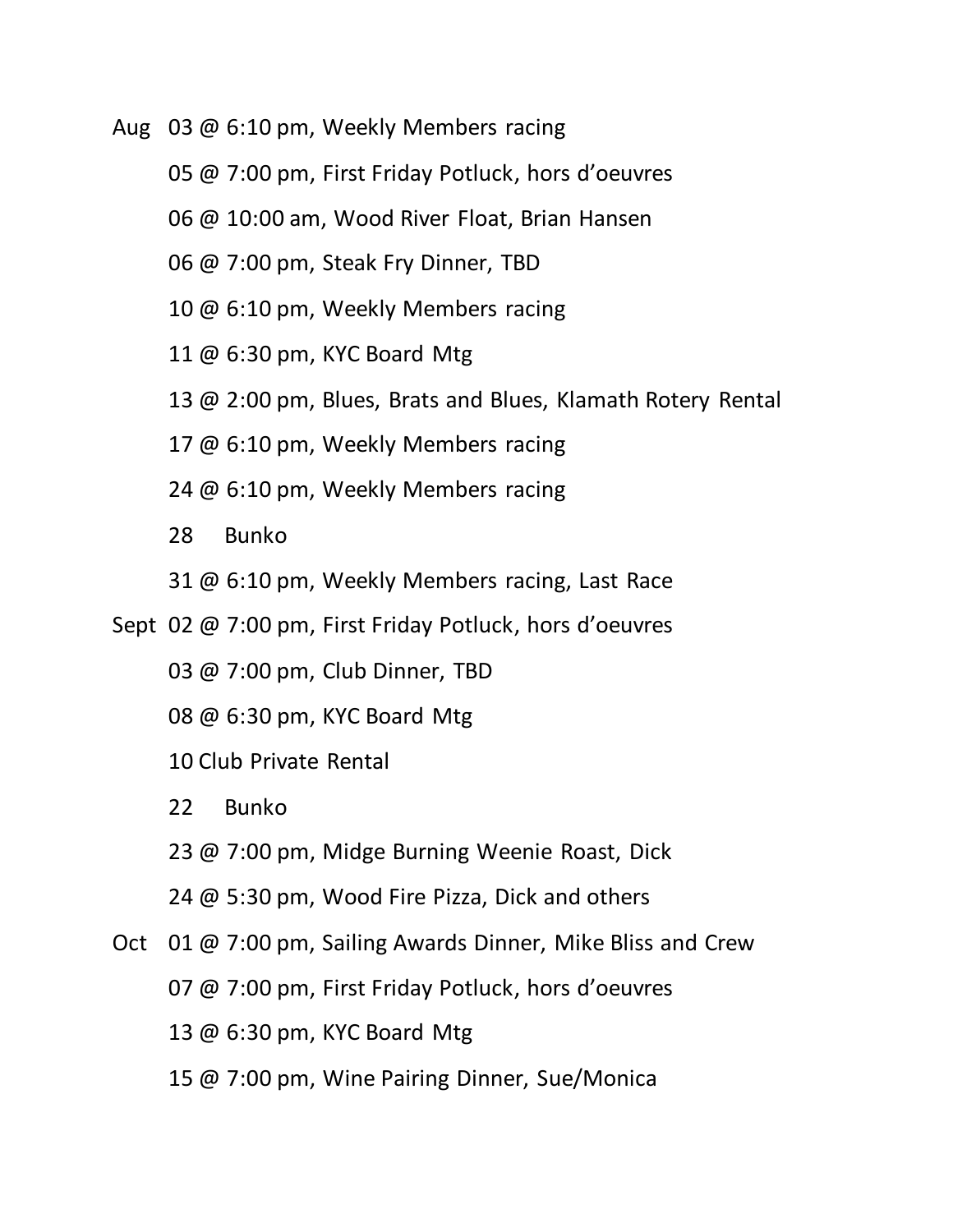Aug 03 @ 6:10 pm, Weekly Members racing

05 @ 7:00 pm, First Friday Potluck, hors d'oeuvres

06 @ 10:00 am, Wood River Float, Brian Hansen

06 @ 7:00 pm, Steak Fry Dinner, TBD

10 @ 6:10 pm, Weekly Members racing

11 @ 6:30 pm, KYC Board Mtg

13 @ 2:00 pm, Blues, Brats and Blues, Klamath Rotery Rental

17 @ 6:10 pm, Weekly Members racing

24 @ 6:10 pm, Weekly Members racing

28 Bunko

31 @ 6:10 pm, Weekly Members racing, Last Race

Sept 02 @ 7:00 pm, First Friday Potluck, hors d'oeuvres

03 @ 7:00 pm, Club Dinner, TBD

08 @ 6:30 pm, KYC Board Mtg

10 Club Private Rental

22 Bunko

23 @ 7:00 pm, Midge Burning Weenie Roast, Dick

24 @ 5:30 pm, Wood Fire Pizza, Dick and others

Oct 01 @ 7:00 pm, Sailing Awards Dinner, Mike Bliss and Crew

07 @ 7:00 pm, First Friday Potluck, hors d'oeuvres

13 @ 6:30 pm, KYC Board Mtg

15 @ 7:00 pm, Wine Pairing Dinner, Sue/Monica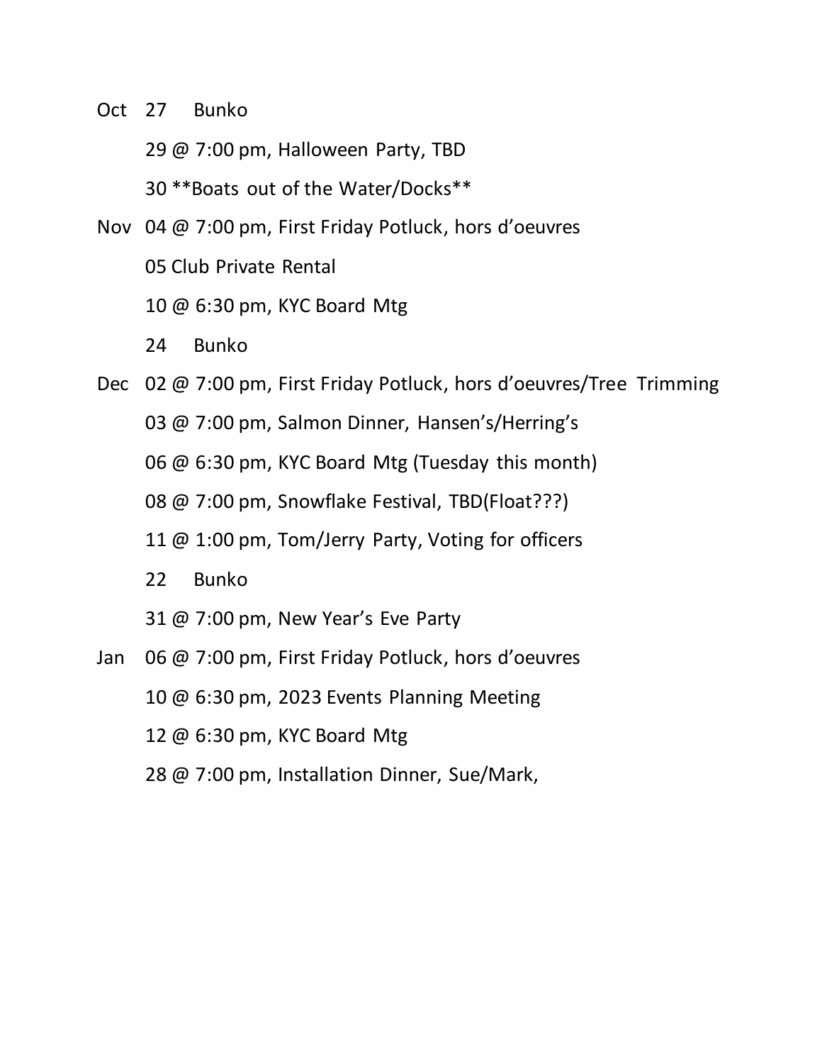Oct 27 Bunko

29 @ 7:00 pm, Halloween Party, TBD

30 **Boats out of the Water/Docks**

Nov 04 @ 7:00 pm, First Friday Potluck, hors d'oeuvres

05 Club Private Rental

10 @ 6:30 pm, KYC Board Mtg

24 Bunko

Dec 02 @ 7:00 pm, First Friday Potluck, hors d'oeuvres/Tree Trimming

03 @ 7:00 pm, Salmon Dinner, Hansen's/Herring's

06 @ 6:30 pm, KYC Board Mtg (Tuesday this month)

08 @ 7:00 pm, Snowflake Festival, TBD(Float???)

11 @ 1:00 pm, Tom/Jerry Party, Voting for officers

22 Bunko

31 @ 7:00 pm, New Year's Eve Party

Jan 06 @ 7:00 pm, First Friday Potluck, hors d'oeuvres

10 @ 6:30 pm, 2023 Events Planning Meeting

12 @ 6:30 pm, KYC Board Mtg

28 @ 7:00 pm, Installation Dinner, Sue/Mark,